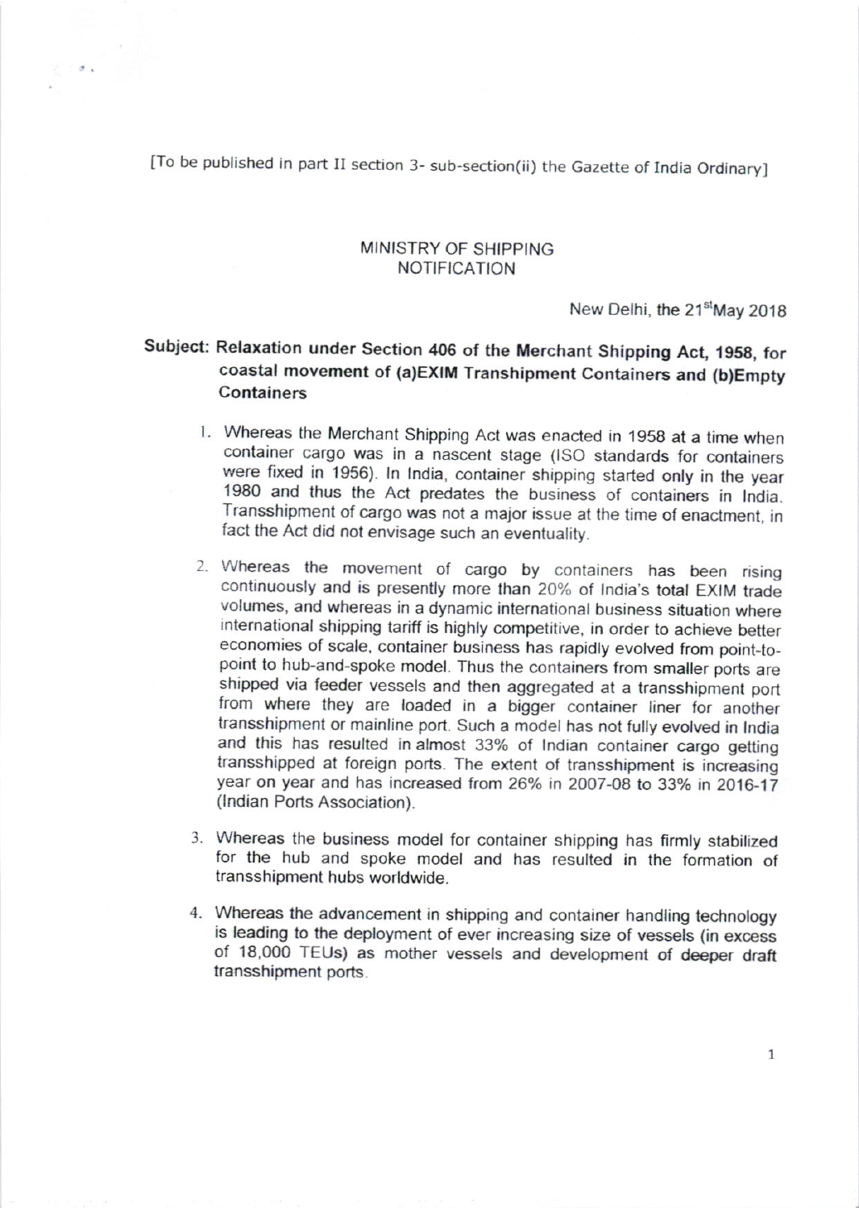[To be published in part II section 3- sub-section(ii) the Gazette of India Ordinary]

MINISTRY OF SHIPPING

NOTIFICATION

New Delhi, the 21st May 2018

**Subject: Relaxation under Section 406 of the Merchant Shipping Act, 1958, for coastal movement of (a)EXIM Transhipment Containers and (b)Empty Containers**

1. Whereas the Merchant Shipping Act was enacted in 1958 at a time when container cargo was in a nascent stage (ISO standards for containers were fixed in 1956). In India, container shipping started only in the year 1980 and thus the Act predates the business of containers in India. Transshipment of cargo was not a major issue at the time of enactment, in fact the Act did not envisage such an eventuality.

2. Whereas the movement of cargo by containers has been rising continuously and is presently more than 20% of India's total EXIM trade volumes, and whereas in a dynamic international business situation where international shipping tariff is highly competitive, in order to achieve better economies of scale, container business has rapidly evolved from point-to-point to hub-and-spoke model. Thus the containers from smaller ports are shipped via feeder vessels and then aggregated at a transshipment port from where they are loaded in a bigger container liner for another transshipment or mainline port. Such a model has not fully evolved in India and this has resulted in almost 33% of Indian container cargo getting transshipped at foreign ports. The extent of transshipment is increasing year on year and has increased from 26% in 2007-08 to 33% in 2016-17 (Indian Ports Association).

3. Whereas the business model for container shipping has firmly stabilized for the hub and spoke model and has resulted in the formation of transshipment hubs worldwide.

4. Whereas the advancement in shipping and container handling technology is leading to the deployment of ever increasing size of vessels (in excess of 18,000 TEUs) as mother vessels and development of deeper draft transshipment ports.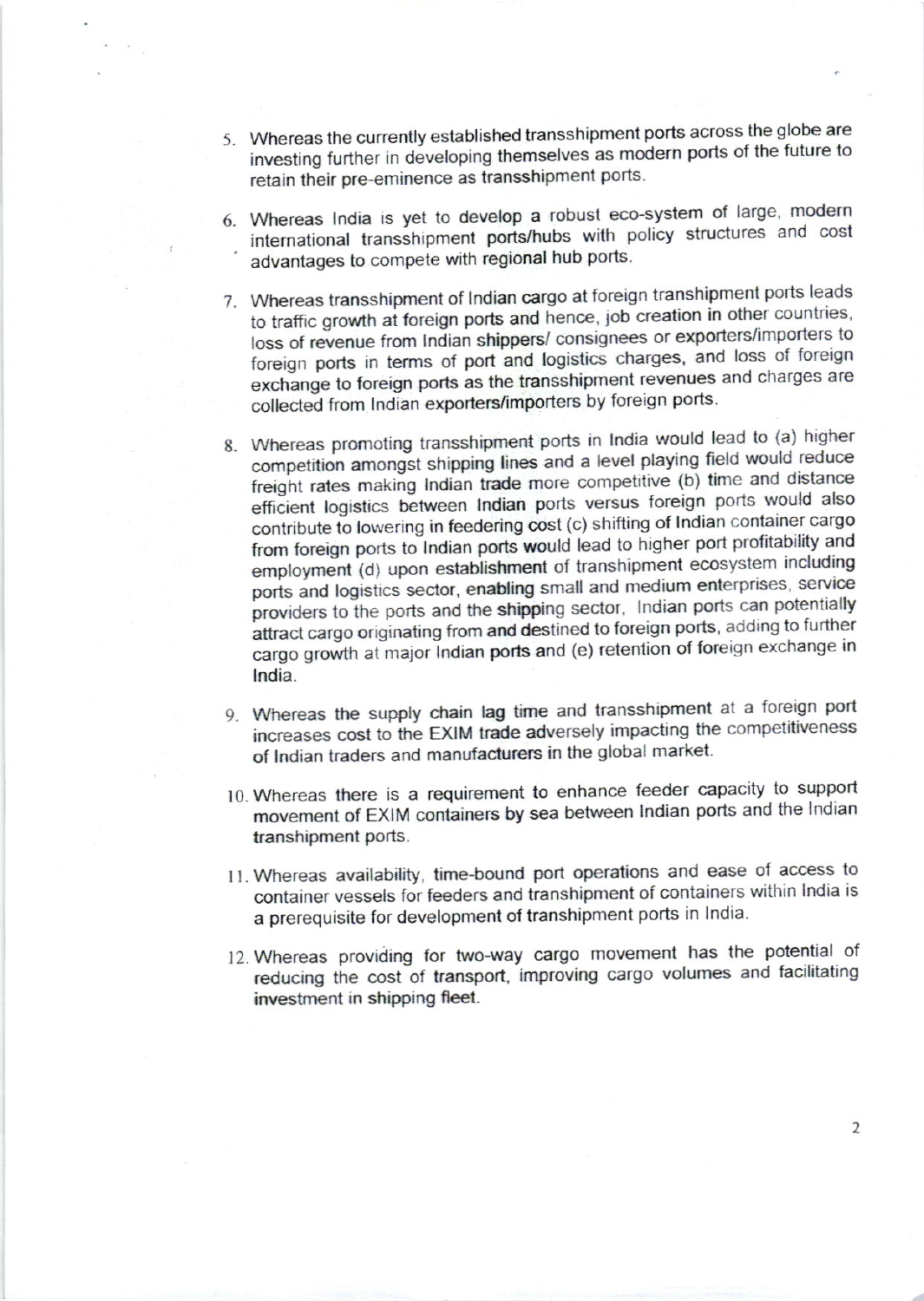5. Whereas the currently established transshipment ports across the globe are investing further in developing themselves as modern ports of the future to retain their pre-eminence as transshipment ports.

6. Whereas India is yet to develop a robust eco-system of large, modern international transshipment ports/hubs with policy structures and cost advantages to compete with regional hub ports.

7. Whereas transshipment of Indian cargo at foreign transhipment ports leads to traffic growth at foreign ports and hence, job creation in other countries, loss of revenue from Indian shippers/ consignees or exporters/importers to foreign ports in terms of port and logistics charges, and loss of foreign exchange to foreign ports as the transshipment revenues and charges are collected from Indian exporters/importers by foreign ports.

8. Whereas promoting transshipment ports in India would lead to (a) higher competition amongst shipping lines and a level playing field would reduce freight rates making Indian trade more competitive (b) time and distance efficient logistics between Indian ports versus foreign ports would also contribute to lowering in feedering cost (c) shifting of Indian container cargo from foreign ports to Indian ports would lead to higher port profitability and employment (d) upon establishment of transhipment ecosystem including ports and logistics sector, enabling small and medium enterprises, service providers to the ports and the shipping sector, Indian ports can potentially attract cargo originating from and destined to foreign ports, adding to further cargo growth at major Indian ports and (e) retention of foreign exchange in India.

9. Whereas the supply chain lag time and transshipment at a foreign port increases cost to the EXIM trade adversely impacting the competitiveness of Indian traders and manufacturers in the global market.

10. Whereas there is a requirement to enhance feeder capacity to support movement of EXIM containers by sea between Indian ports and the Indian transhipment ports.

11. Whereas availability, time-bound port operations and ease of access to container vessels for feeders and transhipment of containers within India is a prerequisite for development of transhipment ports in India.

12. Whereas providing for two-way cargo movement has the potential of reducing the cost of transport, improving cargo volumes and facilitating investment in shipping fleet.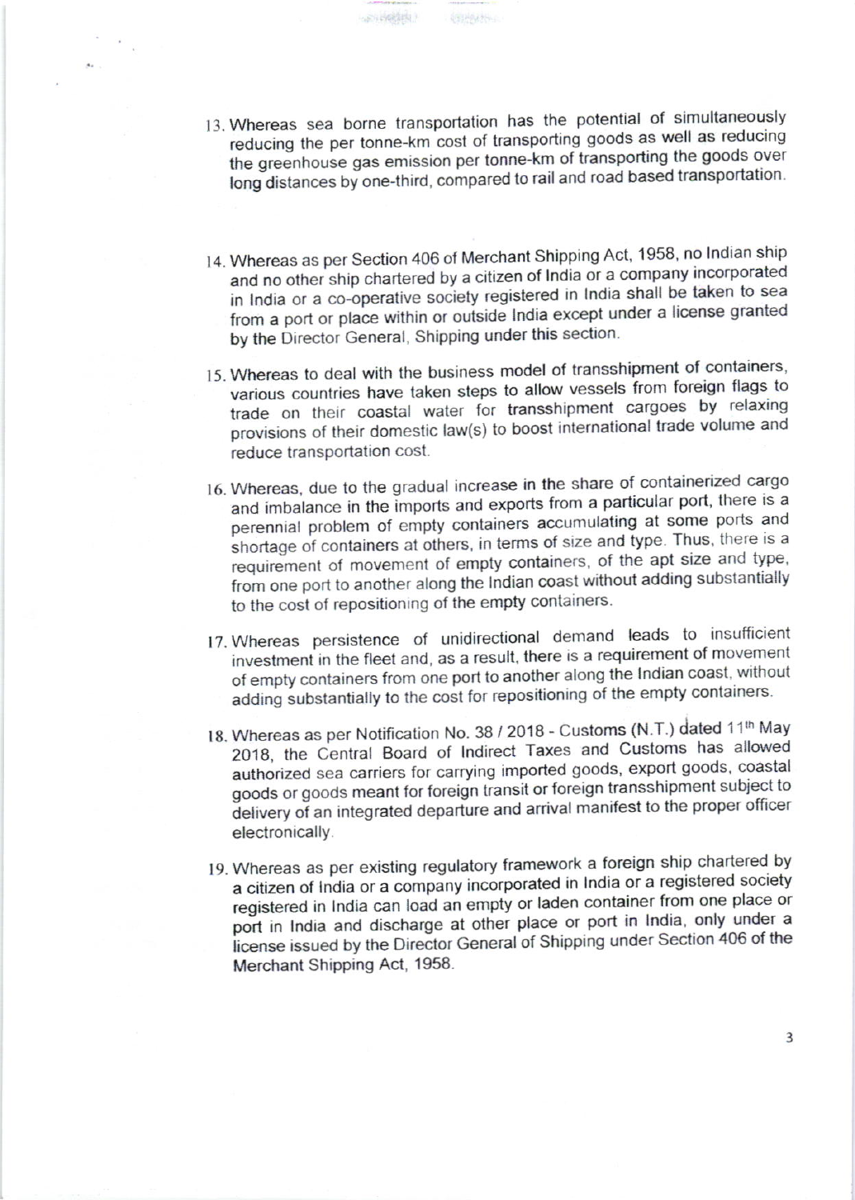13. Whereas sea borne transportation has the potential of simultaneously reducing the per tonne-km cost of transporting goods as well as reducing the greenhouse gas emission per tonne-km of transporting the goods over long distances by one-third, compared to rail and road based transportation.

14. Whereas as per Section 406 of Merchant Shipping Act, 1958, no Indian ship and no other ship chartered by a citizen of India or a company incorporated in India or a co-operative society registered in India shall be taken to sea from a port or place within or outside India except under a license granted by the Director General, Shipping under this section.

15. Whereas to deal with the business model of transshipment of containers, various countries have taken steps to allow vessels from foreign flags to trade on their coastal water for transshipment cargoes by relaxing provisions of their domestic law(s) to boost international trade volume and reduce transportation cost.

16. Whereas, due to the gradual increase in the share of containerized cargo and imbalance in the imports and exports from a particular port, there is a perennial problem of empty containers accumulating at some ports and shortage of containers at others, in terms of size and type. Thus, there is a requirement of movement of empty containers, of the apt size and type, from one port to another along the Indian coast without adding substantially to the cost of repositioning of the empty containers.

17. Whereas persistence of unidirectional demand leads to insufficient investment in the fleet and, as a result, there is a requirement of movement of empty containers from one port to another along the Indian coast, without adding substantially to the cost for repositioning of the empty containers.

18. Whereas as per Notification No. 38 / 2018 - Customs (N.T.) dated 11th May 2018, the Central Board of Indirect Taxes and Customs has allowed authorized sea carriers for carrying imported goods, export goods, coastal goods or goods meant for foreign transit or foreign transshipment subject to delivery of an integrated departure and arrival manifest to the proper officer electronically.

19. Whereas as per existing regulatory framework a foreign ship chartered by a citizen of India or a company incorporated in India or a registered society registered in India can load an empty or laden container from one place or port in India and discharge at other place or port in India, only under a license issued by the Director General of Shipping under Section 406 of the Merchant Shipping Act, 1958.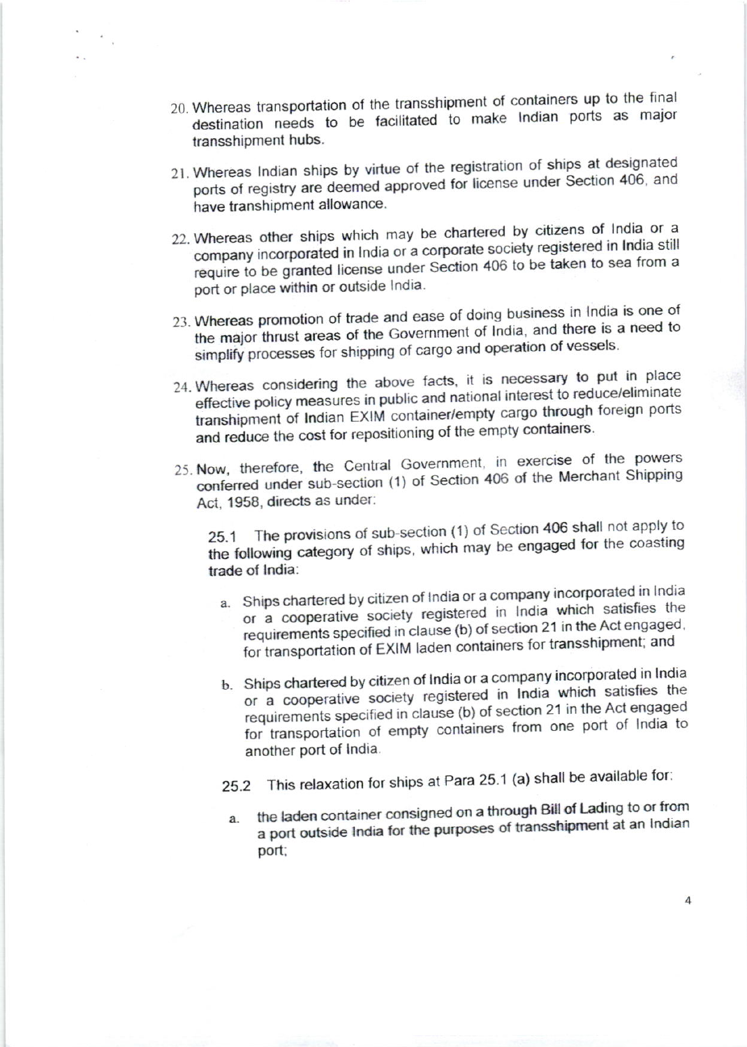20. Whereas transportation of the transshipment of containers up to the final destination needs to be facilitated to make Indian ports as major transshipment hubs.

21. Whereas Indian ships by virtue of the registration of ships at designated ports of registry are deemed approved for license under Section 406, and have transhipment allowance.

22. Whereas other ships which may be chartered by citizens of India or a company incorporated in India or a corporate society registered in India still require to be granted license under Section 406 to be taken to sea from a port or place within or outside India.

23. Whereas promotion of trade and ease of doing business in India is one of the major thrust areas of the Government of India, and there is a need to simplify processes for shipping of cargo and operation of vessels.

24. Whereas considering the above facts, it is necessary to put in place effective policy measures in public and national interest to reduce/eliminate transhipment of Indian EXIM container/empty cargo through foreign ports and reduce the cost for repositioning of the empty containers.

25. Now, therefore, the Central Government, in exercise of the powers conferred under sub-section (1) of Section 406 of the Merchant Shipping Act, 1958, directs as under:

    25.1 The provisions of sub-section (1) of Section 406 shall not apply to the following category of ships, which may be engaged for the coasting trade of India:

    a. Ships chartered by citizen of India or a company incorporated in India or a cooperative society registered in India which satisfies the requirements specified in clause (b) of section 21 in the Act engaged, for transportation of EXIM laden containers for transshipment; and

    b. Ships chartered by citizen of India or a company incorporated in India or a cooperative society registered in India which satisfies the requirements specified in clause (b) of section 21 in the Act engaged for transportation of empty containers from one port of India to another port of India.

    25.2 This relaxation for ships at Para 25.1 (a) shall be available for:

    a. the laden container consigned on a through Bill of Lading to or from a port outside India for the purposes of transshipment at an Indian port;